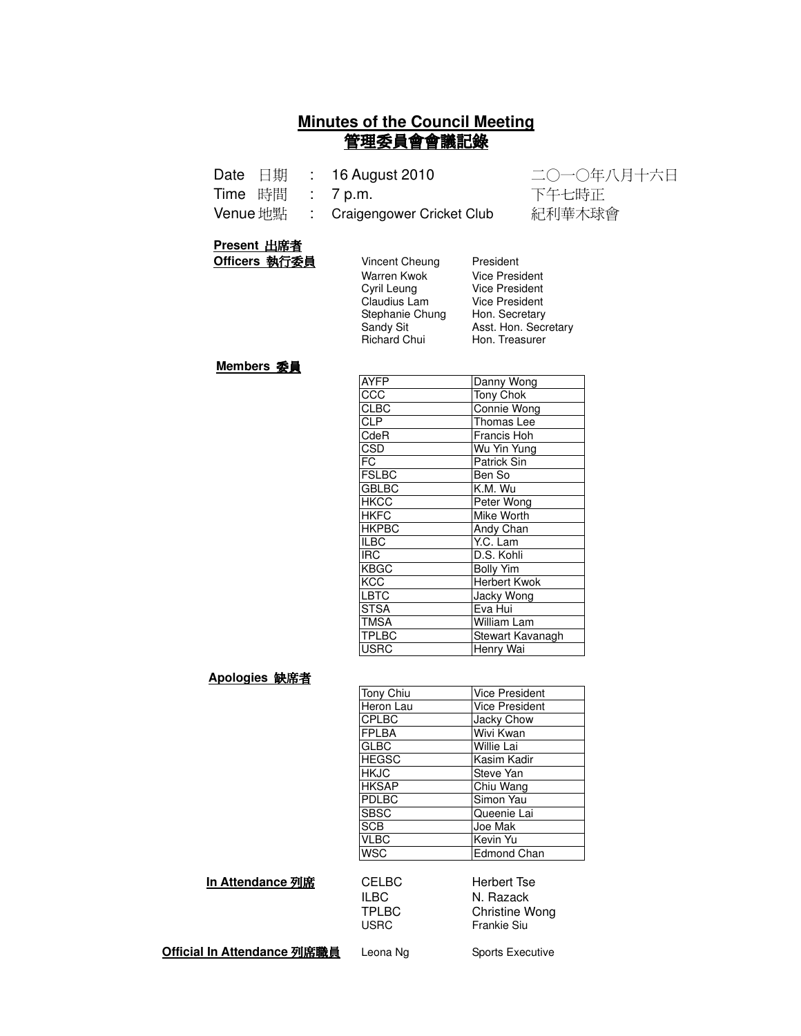# Minutes of the Council Meeting
# 管理委員會會議記錄

| | | | |
|---|---|---|---|
| Date 日期 | : | 16 August 2010 | 二〇一〇年八月十六日 |
| Time 時間 | : | 7 p.m. | 下午七時正 |
| Venue 地點 | : | Craigengower Cricket Club | 紀利華木球會 |

**Present 出席者**

**Officers 執行委員**

| | |
|---|---|
| Vincent Cheung | President |
| Warren Kwok | Vice President |
| Cyril Leung | Vice President |
| Claudius Lam | Vice President |
| Stephanie Chung | Hon. Secretary |
| Sandy Sit | Asst. Hon. Secretary |
| Richard Chui | Hon. Treasurer |

**Members 委員**

| | |
|---|---|
| AYFP | Danny Wong |
| CCC | Tony Chok |
| CLBC | Connie Wong |
| CLP | Thomas Lee |
| CdeR | Francis Hoh |
| CSD | Wu Yin Yung |
| FC | Patrick Sin |
| FSLBC | Ben So |
| GBLBC | K.M. Wu |
| HKCC | Peter Wong |
| HKFC | Mike Worth |
| HKPBC | Andy Chan |
| ILBC | Y.C. Lam |
| IRC | D.S. Kohli |
| KBGC | Bolly Yim |
| KCC | Herbert Kwok |
| LBTC | Jacky Wong |
| STSA | Eva Hui |
| TMSA | William Lam |
| TPLBC | Stewart Kavanagh |
| USRC | Henry Wai |

**Apologies 缺席者**

| | |
|---|---|
| Tony Chiu | Vice President |
| Heron Lau | Vice President |
| CPLBC | Jacky Chow |
| FPLBA | Wivi Kwan |
| GLBC | Willie Lai |
| HEGSC | Kasim Kadir |
| HKJC | Steve Yan |
| HKSAP | Chiu Wang |
| PDLBC | Simon Yau |
| SBSC | Queenie Lai |
| SCB | Joe Mak |
| VLBC | Kevin Yu |
| WSC | Edmond Chan |

**In Attendance 列席**

| | |
|---|---|
| CELBC | Herbert Tse |
| ILBC | N. Razack |
| TPLBC | Christine Wong |
| USRC | Frankie Siu |

**Official In Attendance 列席職員**

| | |
|---|---|
| Leona Ng | Sports Executive |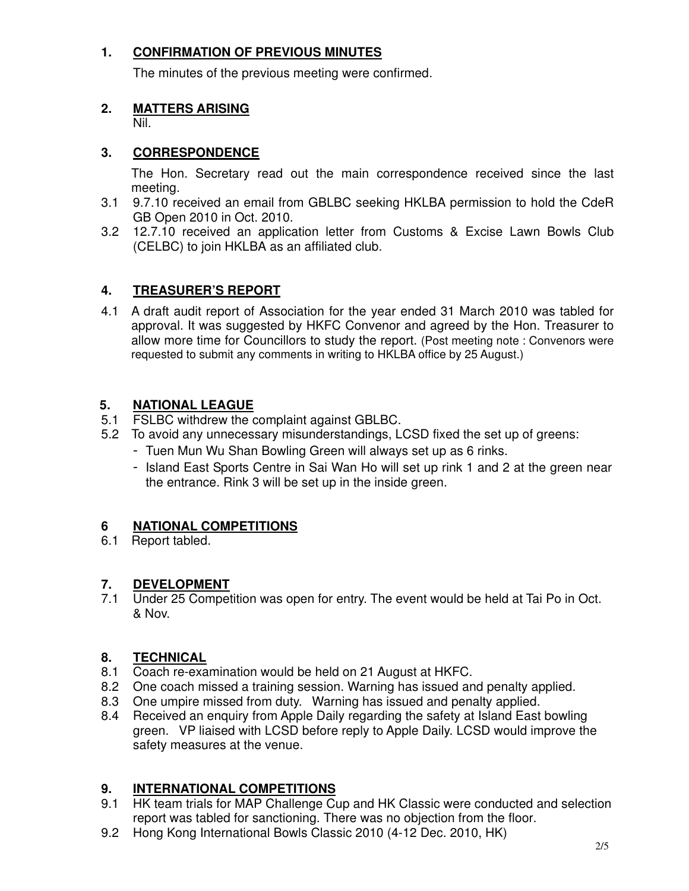## 1. CONFIRMATION OF PREVIOUS MINUTES

The minutes of the previous meeting were confirmed.

## 2. MATTERS ARISING

Nil.

## 3. CORRESPONDENCE

The Hon. Secretary read out the main correspondence received since the last meeting.

3.1 9.7.10 received an email from GBLBC seeking HKLBA permission to hold the CdeR GB Open 2010 in Oct. 2010.

3.2 12.7.10 received an application letter from Customs & Excise Lawn Bowls Club (CELBC) to join HKLBA as an affiliated club.

## 4. TREASURER'S REPORT

4.1 A draft audit report of Association for the year ended 31 March 2010 was tabled for approval. It was suggested by HKFC Convenor and agreed by the Hon. Treasurer to allow more time for Councillors to study the report. (Post meeting note : Convenors were requested to submit any comments in writing to HKLBA office by 25 August.)

## 5. NATIONAL LEAGUE

5.1 FSLBC withdrew the complaint against GBLBC.

5.2 To avoid any unnecessary misunderstandings, LCSD fixed the set up of greens:
- Tuen Mun Wu Shan Bowling Green will always set up as 6 rinks.
- Island East Sports Centre in Sai Wan Ho will set up rink 1 and 2 at the green near the entrance. Rink 3 will be set up in the inside green.

## 6 NATIONAL COMPETITIONS

6.1 Report tabled.

## 7. DEVELOPMENT

7.1 Under 25 Competition was open for entry. The event would be held at Tai Po in Oct. & Nov.

## 8. TECHNICAL

8.1 Coach re-examination would be held on 21 August at HKFC.

8.2 One coach missed a training session. Warning has issued and penalty applied.

8.3 One umpire missed from duty. Warning has issued and penalty applied.

8.4 Received an enquiry from Apple Daily regarding the safety at Island East bowling green. VP liaised with LCSD before reply to Apple Daily. LCSD would improve the safety measures at the venue.

## 9. INTERNATIONAL COMPETITIONS

9.1 HK team trials for MAP Challenge Cup and HK Classic were conducted and selection report was tabled for sanctioning. There was no objection from the floor.

9.2 Hong Kong International Bowls Classic 2010 (4-12 Dec. 2010, HK)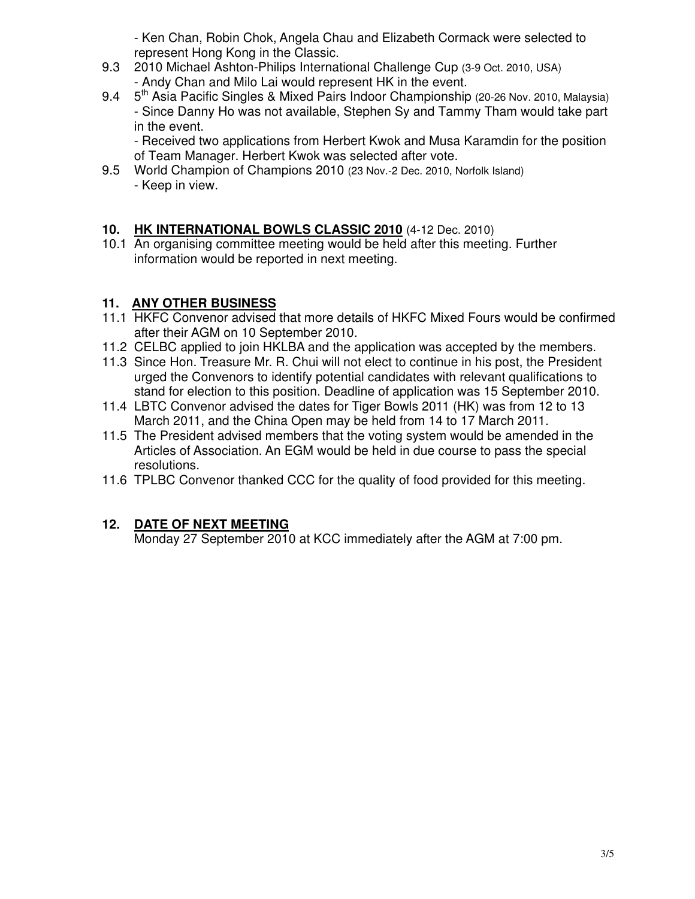- Ken Chan, Robin Chok, Angela Chau and Elizabeth Cormack were selected to represent Hong Kong in the Classic.

9.3 2010 Michael Ashton-Philips International Challenge Cup (3-9 Oct. 2010, USA)
- Andy Chan and Milo Lai would represent HK in the event.

9.4 5th Asia Pacific Singles & Mixed Pairs Indoor Championship (20-26 Nov. 2010, Malaysia)
- Since Danny Ho was not available, Stephen Sy and Tammy Tham would take part in the event.
- Received two applications from Herbert Kwok and Musa Karamdin for the position of Team Manager. Herbert Kwok was selected after vote.

9.5 World Champion of Champions 2010 (23 Nov.-2 Dec. 2010, Norfolk Island)
- Keep in view.

## 10. <u>HK INTERNATIONAL BOWLS CLASSIC 2010</u> (4-12 Dec. 2010)

10.1 An organising committee meeting would be held after this meeting. Further information would be reported in next meeting.

## 11. <u>ANY OTHER BUSINESS</u>

11.1 HKFC Convenor advised that more details of HKFC Mixed Fours would be confirmed after their AGM on 10 September 2010.

11.2 CELBC applied to join HKLBA and the application was accepted by the members.

11.3 Since Hon. Treasure Mr. R. Chui will not elect to continue in his post, the President urged the Convenors to identify potential candidates with relevant qualifications to stand for election to this position. Deadline of application was 15 September 2010.

11.4 LBTC Convenor advised the dates for Tiger Bowls 2011 (HK) was from 12 to 13 March 2011, and the China Open may be held from 14 to 17 March 2011.

11.5 The President advised members that the voting system would be amended in the Articles of Association. An EGM would be held in due course to pass the special resolutions.

11.6 TPLBC Convenor thanked CCC for the quality of food provided for this meeting.

## 12. <u>DATE OF NEXT MEETING</u>

Monday 27 September 2010 at KCC immediately after the AGM at 7:00 pm.